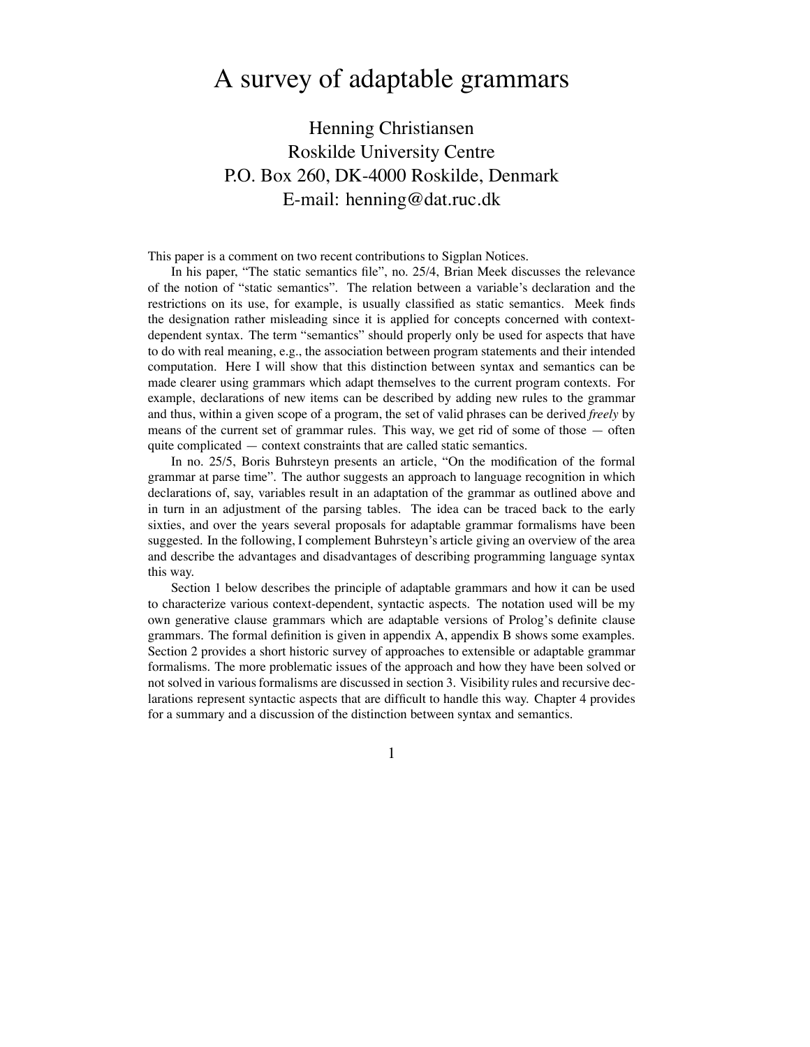# A survey of adaptable grammars

Henning Christiansen
Roskilde University Centre
P.O. Box 260, DK-4000 Roskilde, Denmark
E-mail: henning@dat.ruc.dk

This paper is a comment on two recent contributions to Sigplan Notices.

In his paper, "The static semantics file", no. 25/4, Brian Meek discusses the relevance of the notion of "static semantics". The relation between a variable's declaration and the restrictions on its use, for example, is usually classified as static semantics. Meek finds the designation rather misleading since it is applied for concepts concerned with context-dependent syntax. The term "semantics" should properly only be used for aspects that have to do with real meaning, e.g., the association between program statements and their intended computation. Here I will show that this distinction between syntax and semantics can be made clearer using grammars which adapt themselves to the current program contexts. For example, declarations of new items can be described by adding new rules to the grammar and thus, within a given scope of a program, the set of valid phrases can be derived *freely* by means of the current set of grammar rules. This way, we get rid of some of those — often quite complicated — context constraints that are called static semantics.

In no. 25/5, Boris Buhrsteyn presents an article, "On the modification of the formal grammar at parse time". The author suggests an approach to language recognition in which declarations of, say, variables result in an adaptation of the grammar as outlined above and in turn in an adjustment of the parsing tables. The idea can be traced back to the early sixties, and over the years several proposals for adaptable grammar formalisms have been suggested. In the following, I complement Buhrsteyn's article giving an overview of the area and describe the advantages and disadvantages of describing programming language syntax this way.

Section 1 below describes the principle of adaptable grammars and how it can be used to characterize various context-dependent, syntactic aspects. The notation used will be my own generative clause grammars which are adaptable versions of Prolog's definite clause grammars. The formal definition is given in appendix A, appendix B shows some examples. Section 2 provides a short historic survey of approaches to extensible or adaptable grammar formalisms. The more problematic issues of the approach and how they have been solved or not solved in various formalisms are discussed in section 3. Visibility rules and recursive declarations represent syntactic aspects that are difficult to handle this way. Chapter 4 provides for a summary and a discussion of the distinction between syntax and semantics.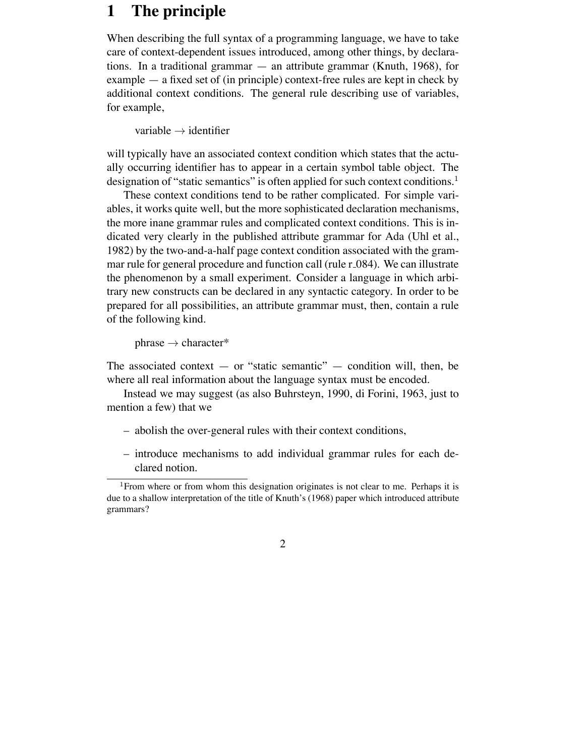# 1 The principle

When describing the full syntax of a programming language, we have to take care of context-dependent issues introduced, among other things, by declarations. In a traditional grammar — an attribute grammar (Knuth, 1968), for example — a fixed set of (in principle) context-free rules are kept in check by additional context conditions. The general rule describing use of variables, for example,

variable → identifier

will typically have an associated context condition which states that the actually occurring identifier has to appear in a certain symbol table object. The designation of "static semantics" is often applied for such context conditions.[1]

These context conditions tend to be rather complicated. For simple variables, it works quite well, but the more sophisticated declaration mechanisms, the more inane grammar rules and complicated context conditions. This is indicated very clearly in the published attribute grammar for Ada (Uhl et al., 1982) by the two-and-a-half page context condition associated with the grammar rule for general procedure and function call (rule r_084). We can illustrate the phenomenon by a small experiment. Consider a language in which arbitrary new constructs can be declared in any syntactic category. In order to be prepared for all possibilities, an attribute grammar must, then, contain a rule of the following kind.

phrase → character*

The associated context — or "static semantic" — condition will, then, be where all real information about the language syntax must be encoded.

Instead we may suggest (as also Buhrsteyn, 1990, di Forini, 1963, just to mention a few) that we

- abolish the over-general rules with their context conditions,
- introduce mechanisms to add individual grammar rules for each declared notion.

[1] From where or from whom this designation originates is not clear to me. Perhaps it is due to a shallow interpretation of the title of Knuth's (1968) paper which introduced attribute grammars?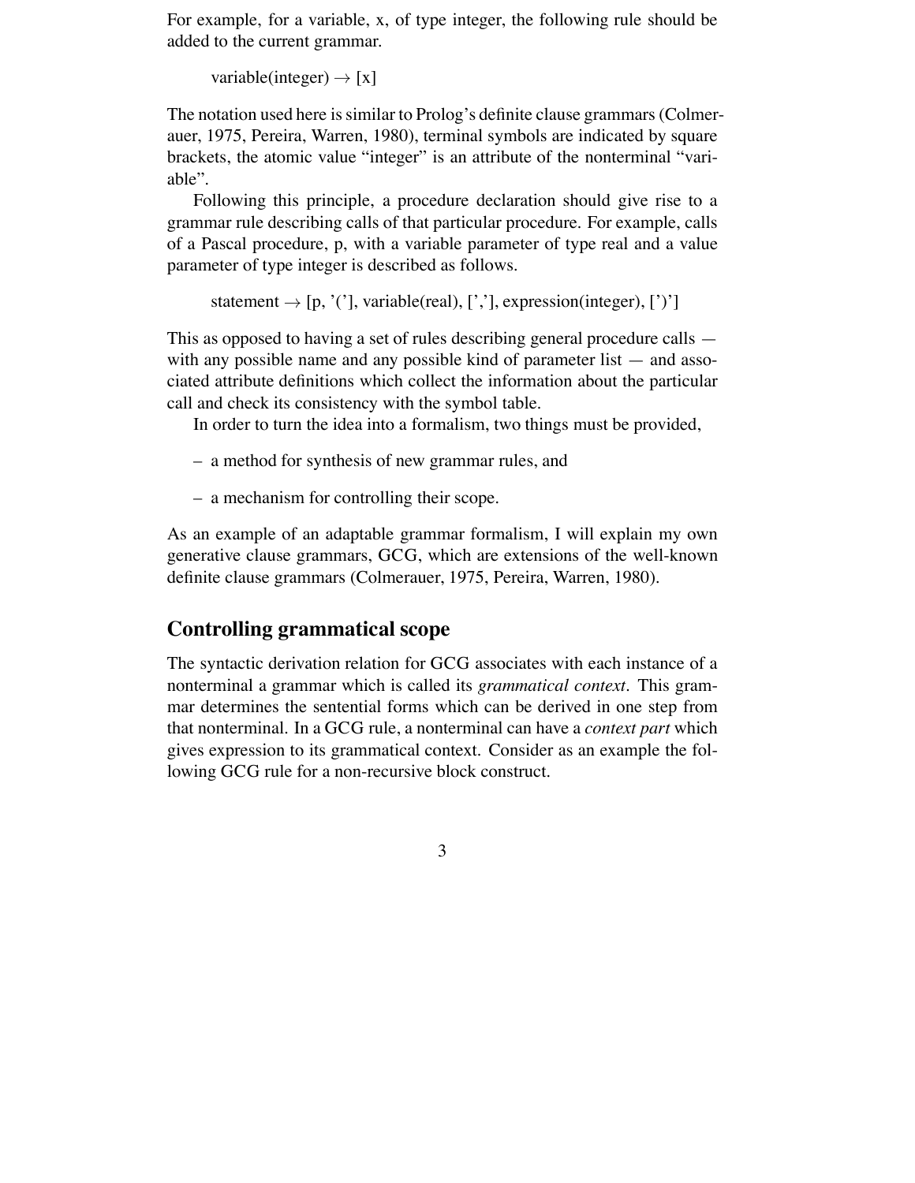For example, for a variable, x, of type integer, the following rule should be added to the current grammar.

variable(integer) $\rightarrow$ [x]

The notation used here is similar to Prolog's definite clause grammars (Colmerauer, 1975, Pereira, Warren, 1980), terminal symbols are indicated by square brackets, the atomic value "integer" is an attribute of the nonterminal "variable".

Following this principle, a procedure declaration should give rise to a grammar rule describing calls of that particular procedure. For example, calls of a Pascal procedure, p, with a variable parameter of type real and a value parameter of type integer is described as follows.

statement $\rightarrow$ [p, '('], variable(real), [','], expression(integer), [')']

This as opposed to having a set of rules describing general procedure calls — with any possible name and any possible kind of parameter list — and associated attribute definitions which collect the information about the particular call and check its consistency with the symbol table.

In order to turn the idea into a formalism, two things must be provided,

– a method for synthesis of new grammar rules, and

– a mechanism for controlling their scope.

As an example of an adaptable grammar formalism, I will explain my own generative clause grammars, GCG, which are extensions of the well-known definite clause grammars (Colmerauer, 1975, Pereira, Warren, 1980).

## Controlling grammatical scope

The syntactic derivation relation for GCG associates with each instance of a nonterminal a grammar which is called its *grammatical context*. This grammar determines the sentential forms which can be derived in one step from that nonterminal. In a GCG rule, a nonterminal can have a *context part* which gives expression to its grammatical context. Consider as an example the following GCG rule for a non-recursive block construct.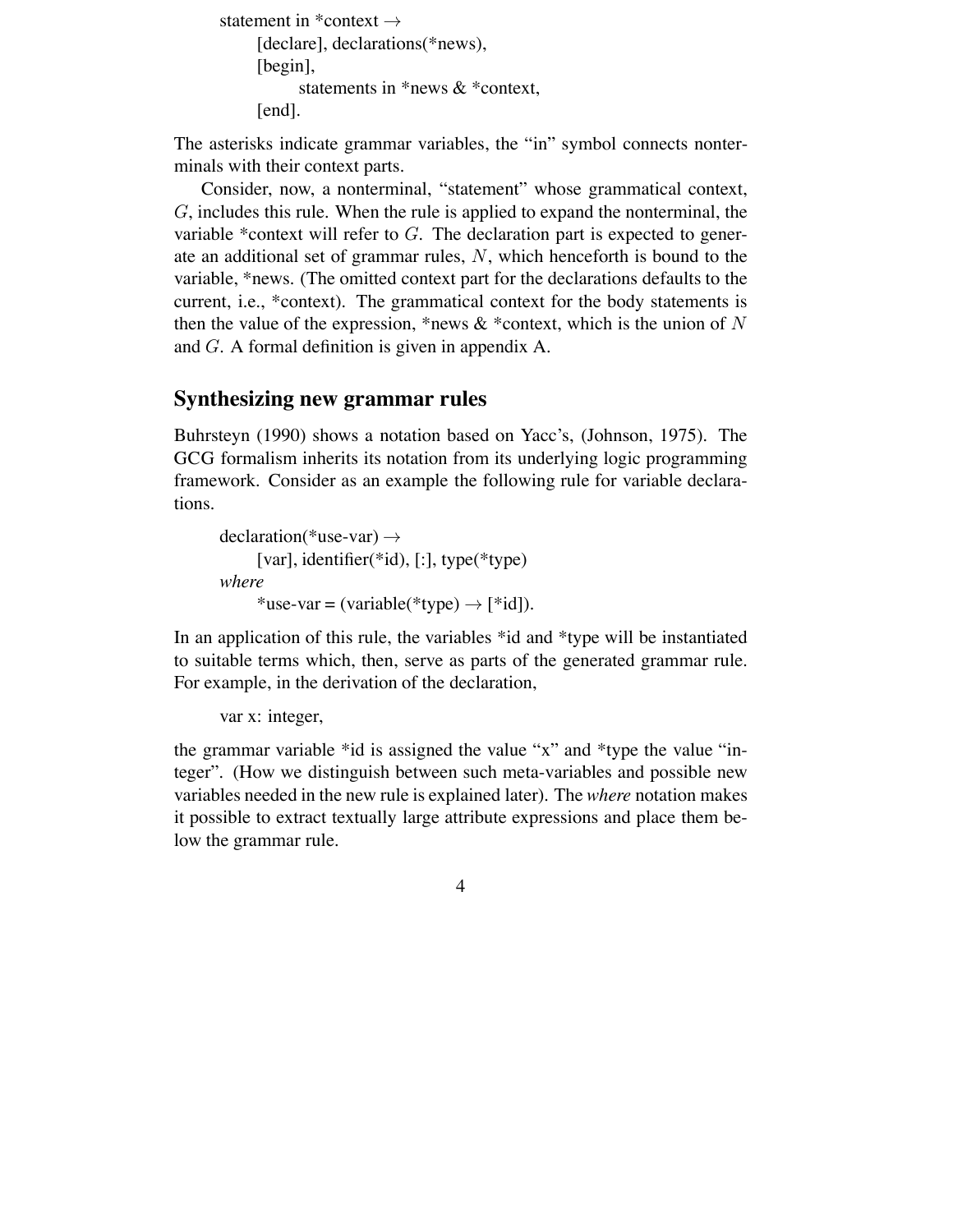```
statement in *context →
    [declare], declarations(*news),
    [begin],
        statements in *news & *context,
    [end].
```

The asterisks indicate grammar variables, the "in" symbol connects nonterminals with their context parts.

Consider, now, a nonterminal, "statement" whose grammatical context, $G$, includes this rule. When the rule is applied to expand the nonterminal, the variable *context will refer to $G$. The declaration part is expected to generate an additional set of grammar rules, $N$, which henceforth is bound to the variable, *news. (The omitted context part for the declarations defaults to the current, i.e., *context). The grammatical context for the body statements is then the value of the expression, *news & *context, which is the union of $N$ and $G$. A formal definition is given in appendix A.

## Synthesizing new grammar rules

Buhrsteyn (1990) shows a notation based on Yacc's, (Johnson, 1975). The GCG formalism inherits its notation from its underlying logic programming framework. Consider as an example the following rule for variable declarations.

```
declaration(*use-var) →
    [var], identifier(*id), [:], type(*type)
where
    *use-var = (variable(*type) → [*id]).
```

In an application of this rule, the variables *id and *type will be instantiated to suitable terms which, then, serve as parts of the generated grammar rule. For example, in the derivation of the declaration,

```
var x: integer,
```

the grammar variable *id is assigned the value "x" and *type the value "integer". (How we distinguish between such meta-variables and possible new variables needed in the new rule is explained later). The *where* notation makes it possible to extract textually large attribute expressions and place them below the grammar rule.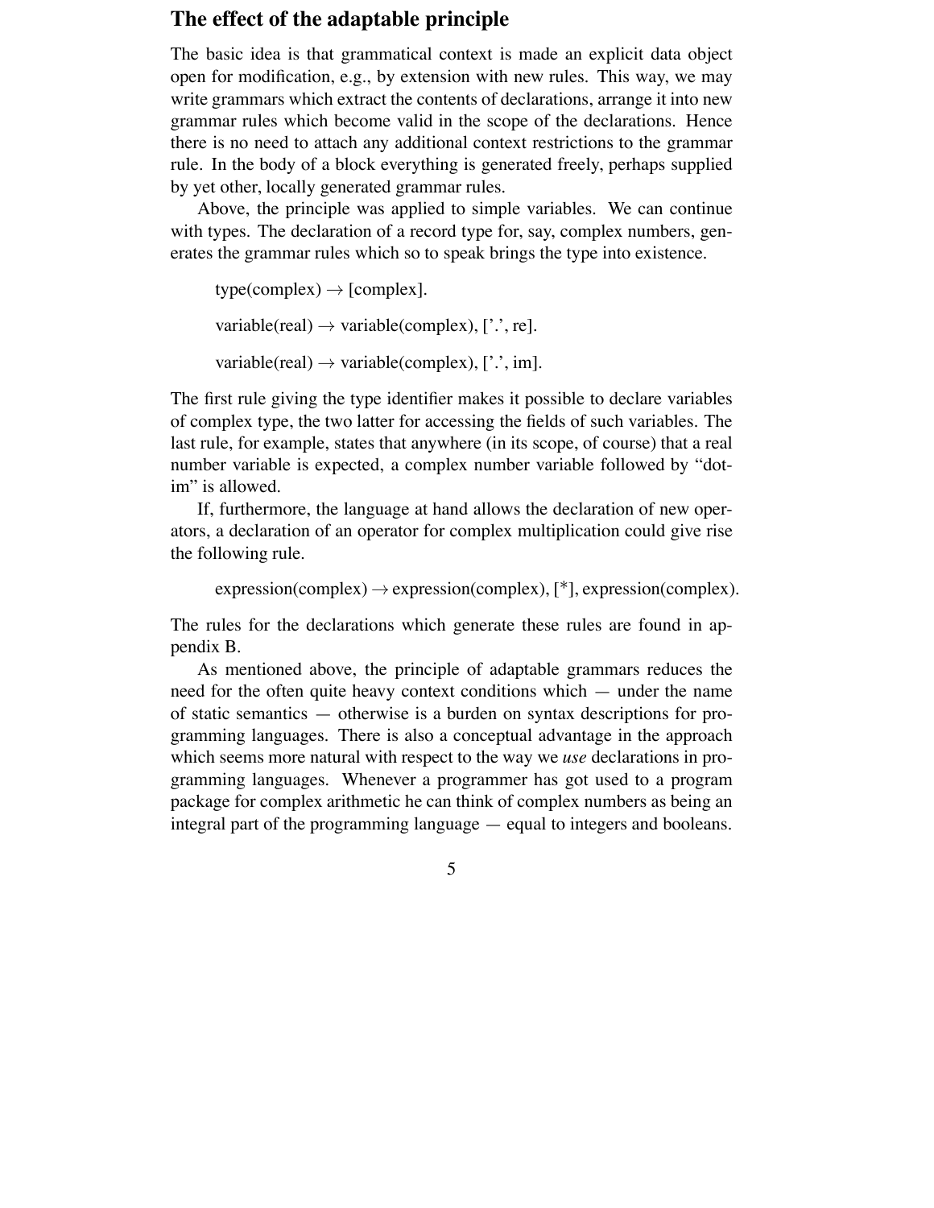## The effect of the adaptable principle

The basic idea is that grammatical context is made an explicit data object open for modification, e.g., by extension with new rules. This way, we may write grammars which extract the contents of declarations, arrange it into new grammar rules which become valid in the scope of the declarations. Hence there is no need to attach any additional context restrictions to the grammar rule. In the body of a block everything is generated freely, perhaps supplied by yet other, locally generated grammar rules.

Above, the principle was applied to simple variables. We can continue with types. The declaration of a record type for, say, complex numbers, generates the grammar rules which so to speak brings the type into existence.

type(complex) $\rightarrow$ [complex].

variable(real) $\rightarrow$ variable(complex), ['.', re].

variable(real) $\rightarrow$ variable(complex), ['.', im].

The first rule giving the type identifier makes it possible to declare variables of complex type, the two latter for accessing the fields of such variables. The last rule, for example, states that anywhere (in its scope, of course) that a real number variable is expected, a complex number variable followed by "dot-im" is allowed.

If, furthermore, the language at hand allows the declaration of new operators, a declaration of an operator for complex multiplication could give rise the following rule.

expression(complex) $\rightarrow$ expression(complex), [*], expression(complex).

The rules for the declarations which generate these rules are found in appendix B.

As mentioned above, the principle of adaptable grammars reduces the need for the often quite heavy context conditions which — under the name of static semantics — otherwise is a burden on syntax descriptions for programming languages. There is also a conceptual advantage in the approach which seems more natural with respect to the way we *use* declarations in programming languages. Whenever a programmer has got used to a program package for complex arithmetic he can think of complex numbers as being an integral part of the programming language — equal to integers and booleans.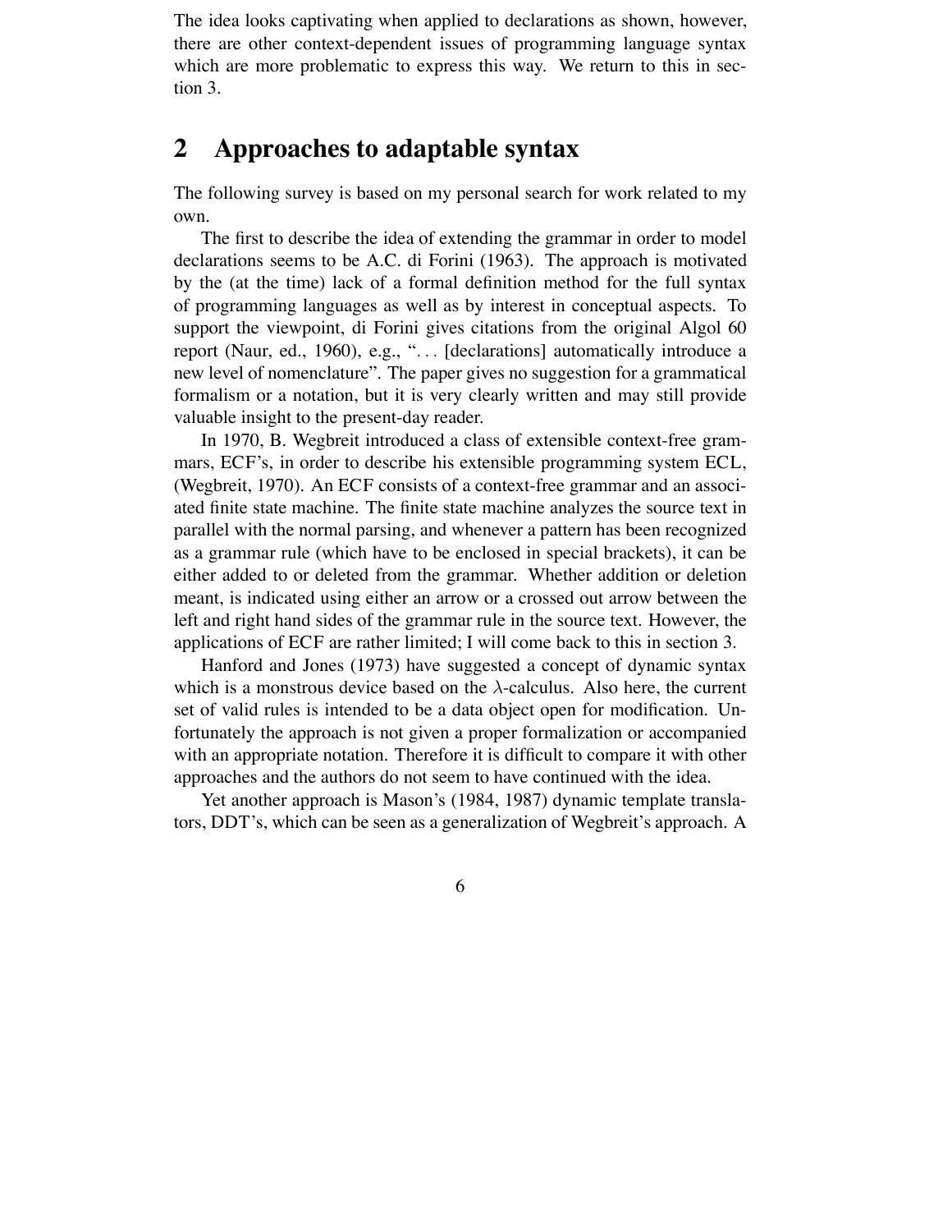The idea looks captivating when applied to declarations as shown, however, there are other context-dependent issues of programming language syntax which are more problematic to express this way. We return to this in section 3.

## 2 Approaches to adaptable syntax

The following survey is based on my personal search for work related to my own.

The first to describe the idea of extending the grammar in order to model declarations seems to be A.C. di Forini (1963). The approach is motivated by the (at the time) lack of a formal definition method for the full syntax of programming languages as well as by interest in conceptual aspects. To support the viewpoint, di Forini gives citations from the original Algol 60 report (Naur, ed., 1960), e.g., "... [declarations] automatically introduce a new level of nomenclature". The paper gives no suggestion for a grammatical formalism or a notation, but it is very clearly written and may still provide valuable insight to the present-day reader.

In 1970, B. Wegbreit introduced a class of extensible context-free grammars, ECF's, in order to describe his extensible programming system ECL, (Wegbreit, 1970). An ECF consists of a context-free grammar and an associated finite state machine. The finite state machine analyzes the source text in parallel with the normal parsing, and whenever a pattern has been recognized as a grammar rule (which have to be enclosed in special brackets), it can be either added to or deleted from the grammar. Whether addition or deletion meant, is indicated using either an arrow or a crossed out arrow between the left and right hand sides of the grammar rule in the source text. However, the applications of ECF are rather limited; I will come back to this in section 3.

Hanford and Jones (1973) have suggested a concept of dynamic syntax which is a monstrous device based on the $\lambda$-calculus. Also here, the current set of valid rules is intended to be a data object open for modification. Unfortunately the approach is not given a proper formalization or accompanied with an appropriate notation. Therefore it is difficult to compare it with other approaches and the authors do not seem to have continued with the idea.

Yet another approach is Mason's (1984, 1987) dynamic template translators, DDT's, which can be seen as a generalization of Wegbreit's approach. A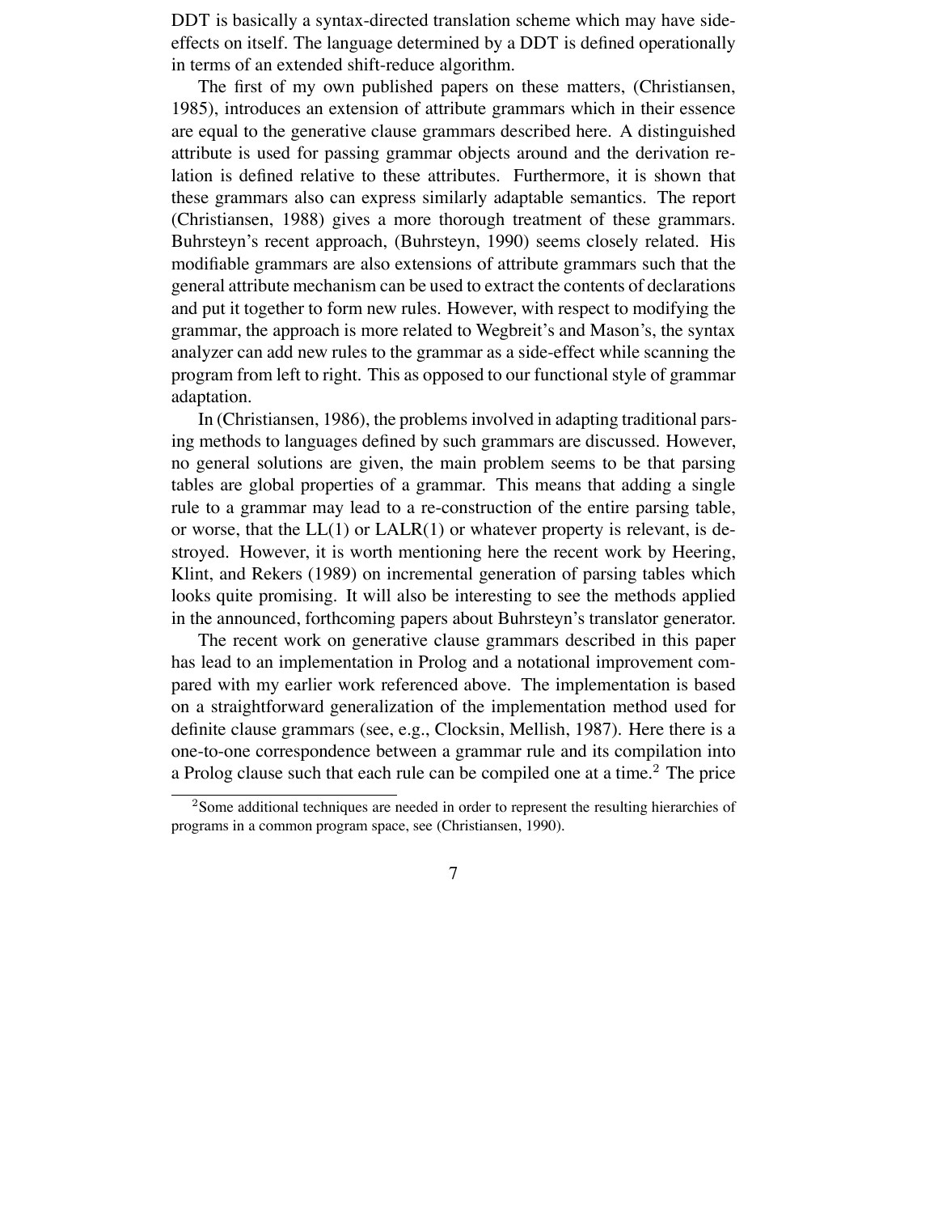DDT is basically a syntax-directed translation scheme which may have side-effects on itself. The language determined by a DDT is defined operationally in terms of an extended shift-reduce algorithm.

The first of my own published papers on these matters, (Christiansen, 1985), introduces an extension of attribute grammars which in their essence are equal to the generative clause grammars described here. A distinguished attribute is used for passing grammar objects around and the derivation relation is defined relative to these attributes. Furthermore, it is shown that these grammars also can express similarly adaptable semantics. The report (Christiansen, 1988) gives a more thorough treatment of these grammars. Buhrsteyn's recent approach, (Buhrsteyn, 1990) seems closely related. His modifiable grammars are also extensions of attribute grammars such that the general attribute mechanism can be used to extract the contents of declarations and put it together to form new rules. However, with respect to modifying the grammar, the approach is more related to Wegbreit's and Mason's, the syntax analyzer can add new rules to the grammar as a side-effect while scanning the program from left to right. This as opposed to our functional style of grammar adaptation.

In (Christiansen, 1986), the problems involved in adapting traditional parsing methods to languages defined by such grammars are discussed. However, no general solutions are given, the main problem seems to be that parsing tables are global properties of a grammar. This means that adding a single rule to a grammar may lead to a re-construction of the entire parsing table, or worse, that the LL(1) or LALR(1) or whatever property is relevant, is destroyed. However, it is worth mentioning here the recent work by Heering, Klint, and Rekers (1989) on incremental generation of parsing tables which looks quite promising. It will also be interesting to see the methods applied in the announced, forthcoming papers about Buhrsteyn's translator generator.

The recent work on generative clause grammars described in this paper has lead to an implementation in Prolog and a notational improvement compared with my earlier work referenced above. The implementation is based on a straightforward generalization of the implementation method used for definite clause grammars (see, e.g., Clocksin, Mellish, 1987). Here there is a one-to-one correspondence between a grammar rule and its compilation into a Prolog clause such that each rule can be compiled one at a time.[2] The price

[2] Some additional techniques are needed in order to represent the resulting hierarchies of programs in a common program space, see (Christiansen, 1990).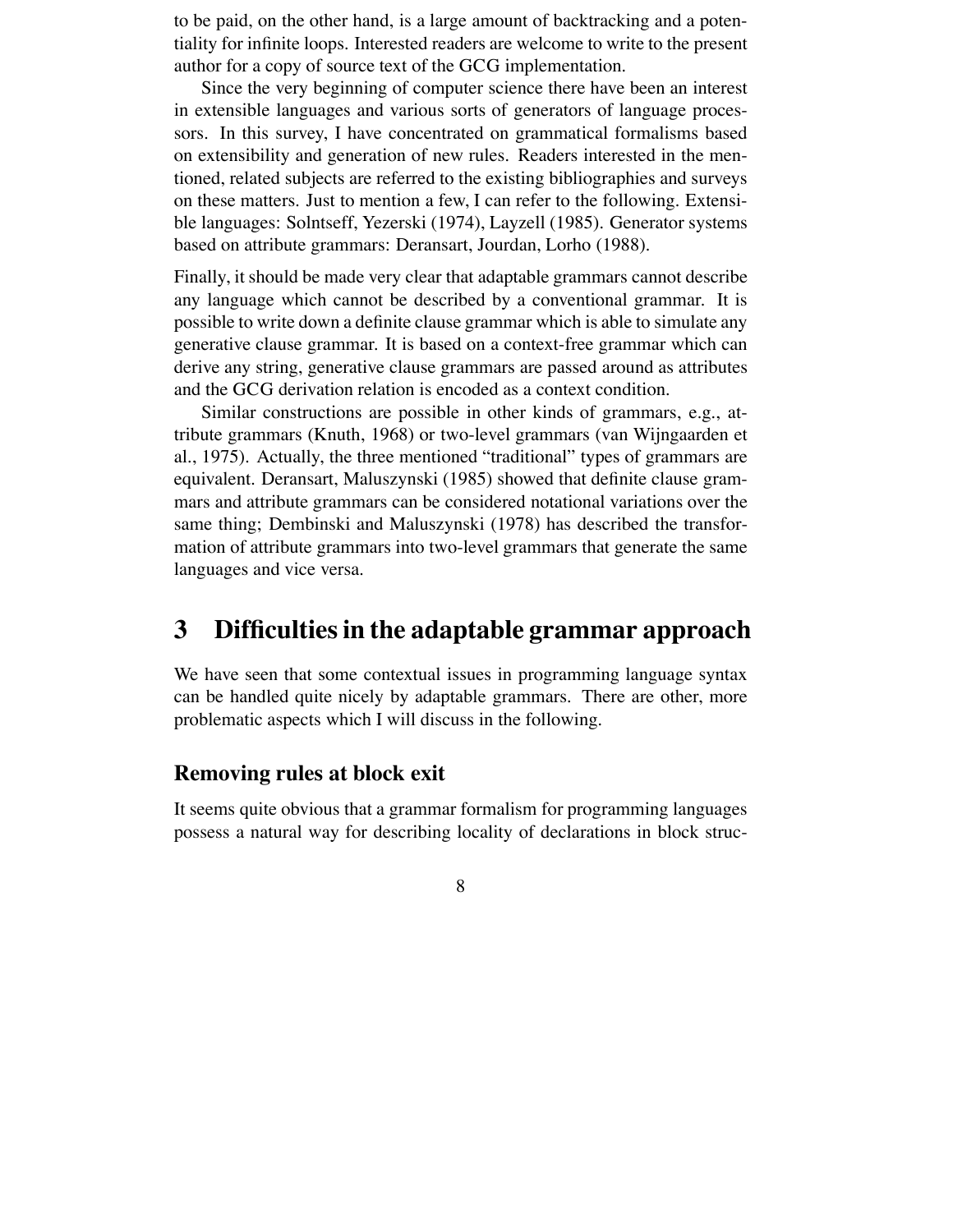to be paid, on the other hand, is a large amount of backtracking and a potentiality for infinite loops. Interested readers are welcome to write to the present author for a copy of source text of the GCG implementation.

Since the very beginning of computer science there have been an interest in extensible languages and various sorts of generators of language processors. In this survey, I have concentrated on grammatical formalisms based on extensibility and generation of new rules. Readers interested in the mentioned, related subjects are referred to the existing bibliographies and surveys on these matters. Just to mention a few, I can refer to the following. Extensible languages: Solntseff, Yezerski (1974), Layzell (1985). Generator systems based on attribute grammars: Deransart, Jourdan, Lorho (1988).

Finally, it should be made very clear that adaptable grammars cannot describe any language which cannot be described by a conventional grammar. It is possible to write down a definite clause grammar which is able to simulate any generative clause grammar. It is based on a context-free grammar which can derive any string, generative clause grammars are passed around as attributes and the GCG derivation relation is encoded as a context condition.

Similar constructions are possible in other kinds of grammars, e.g., attribute grammars (Knuth, 1968) or two-level grammars (van Wijngaarden et al., 1975). Actually, the three mentioned "traditional" types of grammars are equivalent. Deransart, Maluszynski (1985) showed that definite clause grammars and attribute grammars can be considered notational variations over the same thing; Dembinski and Maluszynski (1978) has described the transformation of attribute grammars into two-level grammars that generate the same languages and vice versa.

# 3 Difficulties in the adaptable grammar approach

We have seen that some contextual issues in programming language syntax can be handled quite nicely by adaptable grammars. There are other, more problematic aspects which I will discuss in the following.

### Removing rules at block exit

It seems quite obvious that a grammar formalism for programming languages possess a natural way for describing locality of declarations in block struc-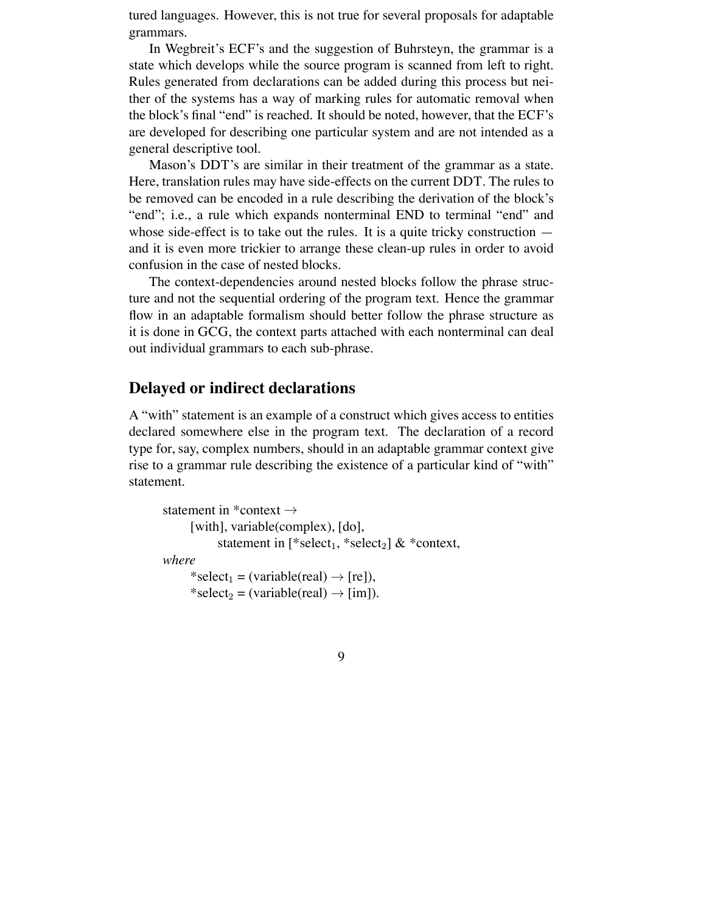tured languages. However, this is not true for several proposals for adaptable grammars.

In Wegbreit's ECF's and the suggestion of Buhrsteyn, the grammar is a state which develops while the source program is scanned from left to right. Rules generated from declarations can be added during this process but neither of the systems has a way of marking rules for automatic removal when the block's final "end" is reached. It should be noted, however, that the ECF's are developed for describing one particular system and are not intended as a general descriptive tool.

Mason's DDT's are similar in their treatment of the grammar as a state. Here, translation rules may have side-effects on the current DDT. The rules to be removed can be encoded in a rule describing the derivation of the block's "end"; i.e., a rule which expands nonterminal END to terminal "end" and whose side-effect is to take out the rules. It is a quite tricky construction — and it is even more trickier to arrange these clean-up rules in order to avoid confusion in the case of nested blocks.

The context-dependencies around nested blocks follow the phrase structure and not the sequential ordering of the program text. Hence the grammar flow in an adaptable formalism should better follow the phrase structure as it is done in GCG, the context parts attached with each nonterminal can deal out individual grammars to each sub-phrase.

## Delayed or indirect declarations

A "with" statement is an example of a construct which gives access to entities declared somewhere else in the program text. The declaration of a record type for, say, complex numbers, should in an adaptable grammar context give rise to a grammar rule describing the existence of a particular kind of "with" statement.

> statement in *context $\rightarrow$
>   [with], variable(complex), [do],
>     statement in [*select$_1$, *select$_2$] & *context,
>
> *where*
>   *select$_1$ = (variable(real) $\rightarrow$ [re]),
>   *select$_2$ = (variable(real) $\rightarrow$ [im]).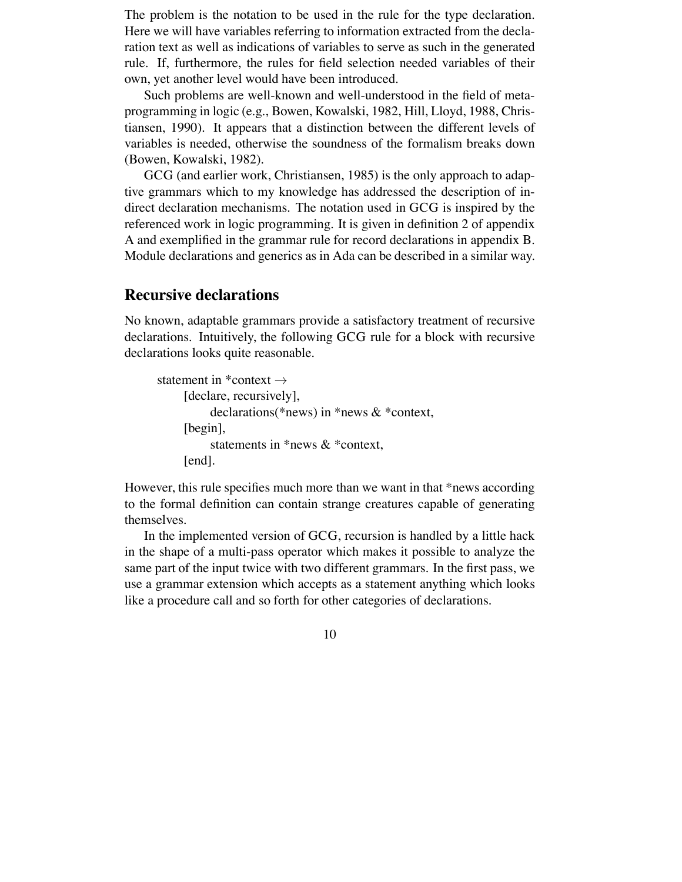The problem is the notation to be used in the rule for the type declaration. Here we will have variables referring to information extracted from the declaration text as well as indications of variables to serve as such in the generated rule. If, furthermore, the rules for field selection needed variables of their own, yet another level would have been introduced.

Such problems are well-known and well-understood in the field of metaprogramming in logic (e.g., Bowen, Kowalski, 1982, Hill, Lloyd, 1988, Christiansen, 1990). It appears that a distinction between the different levels of variables is needed, otherwise the soundness of the formalism breaks down (Bowen, Kowalski, 1982).

GCG (and earlier work, Christiansen, 1985) is the only approach to adaptive grammars which to my knowledge has addressed the description of indirect declaration mechanisms. The notation used in GCG is inspired by the referenced work in logic programming. It is given in definition 2 of appendix A and exemplified in the grammar rule for record declarations in appendix B. Module declarations and generics as in Ada can be described in a similar way.

## Recursive declarations

No known, adaptable grammars provide a satisfactory treatment of recursive declarations. Intuitively, the following GCG rule for a block with recursive declarations looks quite reasonable.

```
statement in *context →
    [declare, recursively],
        declarations(*news) in *news & *context,
    [begin],
        statements in *news & *context,
    [end].
```

However, this rule specifies much more than we want in that *news according to the formal definition can contain strange creatures capable of generating themselves.

In the implemented version of GCG, recursion is handled by a little hack in the shape of a multi-pass operator which makes it possible to analyze the same part of the input twice with two different grammars. In the first pass, we use a grammar extension which accepts as a statement anything which looks like a procedure call and so forth for other categories of declarations.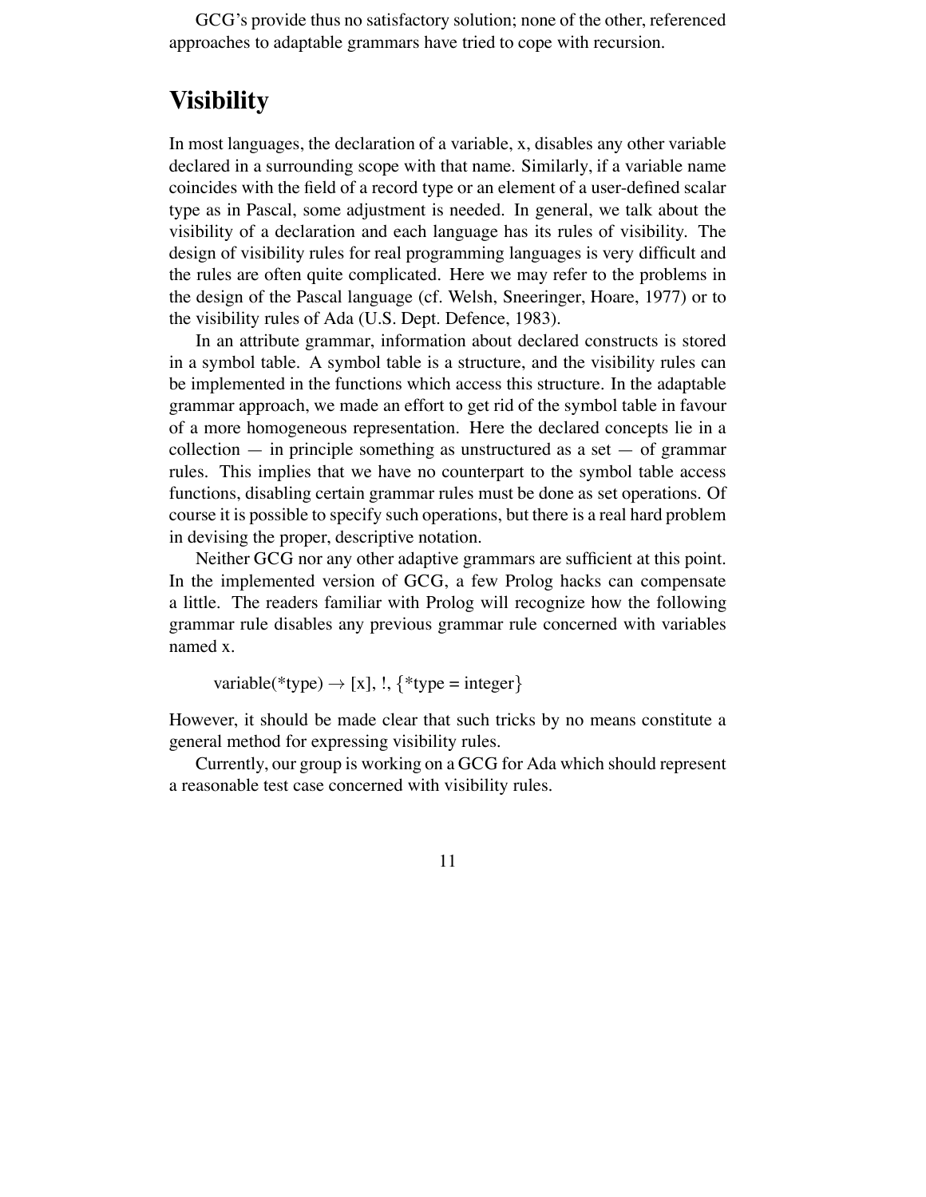GCG's provide thus no satisfactory solution; none of the other, referenced approaches to adaptable grammars have tried to cope with recursion.

## Visibility

In most languages, the declaration of a variable, x, disables any other variable declared in a surrounding scope with that name. Similarly, if a variable name coincides with the field of a record type or an element of a user-defined scalar type as in Pascal, some adjustment is needed. In general, we talk about the visibility of a declaration and each language has its rules of visibility. The design of visibility rules for real programming languages is very difficult and the rules are often quite complicated. Here we may refer to the problems in the design of the Pascal language (cf. Welsh, Sneeringer, Hoare, 1977) or to the visibility rules of Ada (U.S. Dept. Defence, 1983).

In an attribute grammar, information about declared constructs is stored in a symbol table. A symbol table is a structure, and the visibility rules can be implemented in the functions which access this structure. In the adaptable grammar approach, we made an effort to get rid of the symbol table in favour of a more homogeneous representation. Here the declared concepts lie in a collection — in principle something as unstructured as a set — of grammar rules. This implies that we have no counterpart to the symbol table access functions, disabling certain grammar rules must be done as set operations. Of course it is possible to specify such operations, but there is a real hard problem in devising the proper, descriptive notation.

Neither GCG nor any other adaptive grammars are sufficient at this point. In the implemented version of GCG, a few Prolog hacks can compensate a little. The readers familiar with Prolog will recognize how the following grammar rule disables any previous grammar rule concerned with variables named x.

```
variable(*type) → [x], !, {*type = integer}
```

However, it should be made clear that such tricks by no means constitute a general method for expressing visibility rules.

Currently, our group is working on a GCG for Ada which should represent a reasonable test case concerned with visibility rules.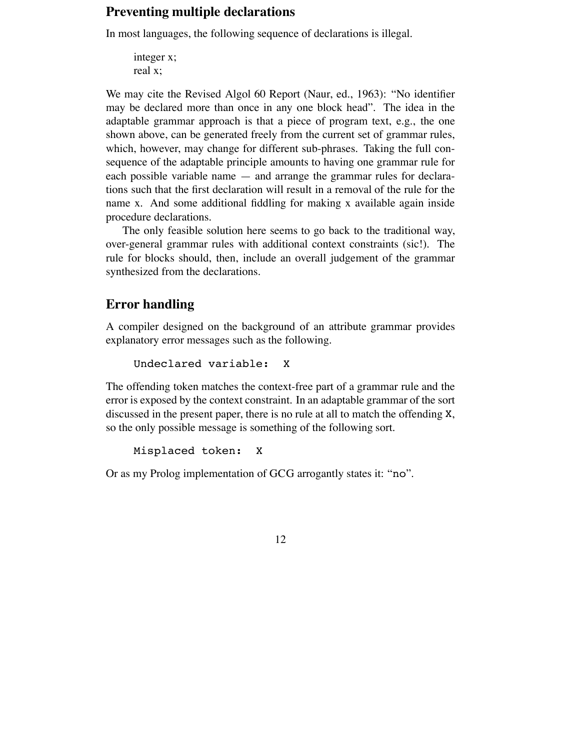## Preventing multiple declarations

In most languages, the following sequence of declarations is illegal.

```
integer x;
real x;
```

We may cite the Revised Algol 60 Report (Naur, ed., 1963): "No identifier may be declared more than once in any one block head". The idea in the adaptable grammar approach is that a piece of program text, e.g., the one shown above, can be generated freely from the current set of grammar rules, which, however, may change for different sub-phrases. Taking the full consequence of the adaptable principle amounts to having one grammar rule for each possible variable name — and arrange the grammar rules for declarations such that the first declaration will result in a removal of the rule for the name x. And some additional fiddling for making x available again inside procedure declarations.

The only feasible solution here seems to go back to the traditional way, over-general grammar rules with additional context constraints (sic!). The rule for blocks should, then, include an overall judgement of the grammar synthesized from the declarations.

## Error handling

A compiler designed on the background of an attribute grammar provides explanatory error messages such as the following.

```
Undeclared variable:  X
```

The offending token matches the context-free part of a grammar rule and the error is exposed by the context constraint. In an adaptable grammar of the sort discussed in the present paper, there is no rule at all to match the offending `X`, so the only possible message is something of the following sort.

```
Misplaced token:  X
```

Or as my Prolog implementation of GCG arrogantly states it: "`no`".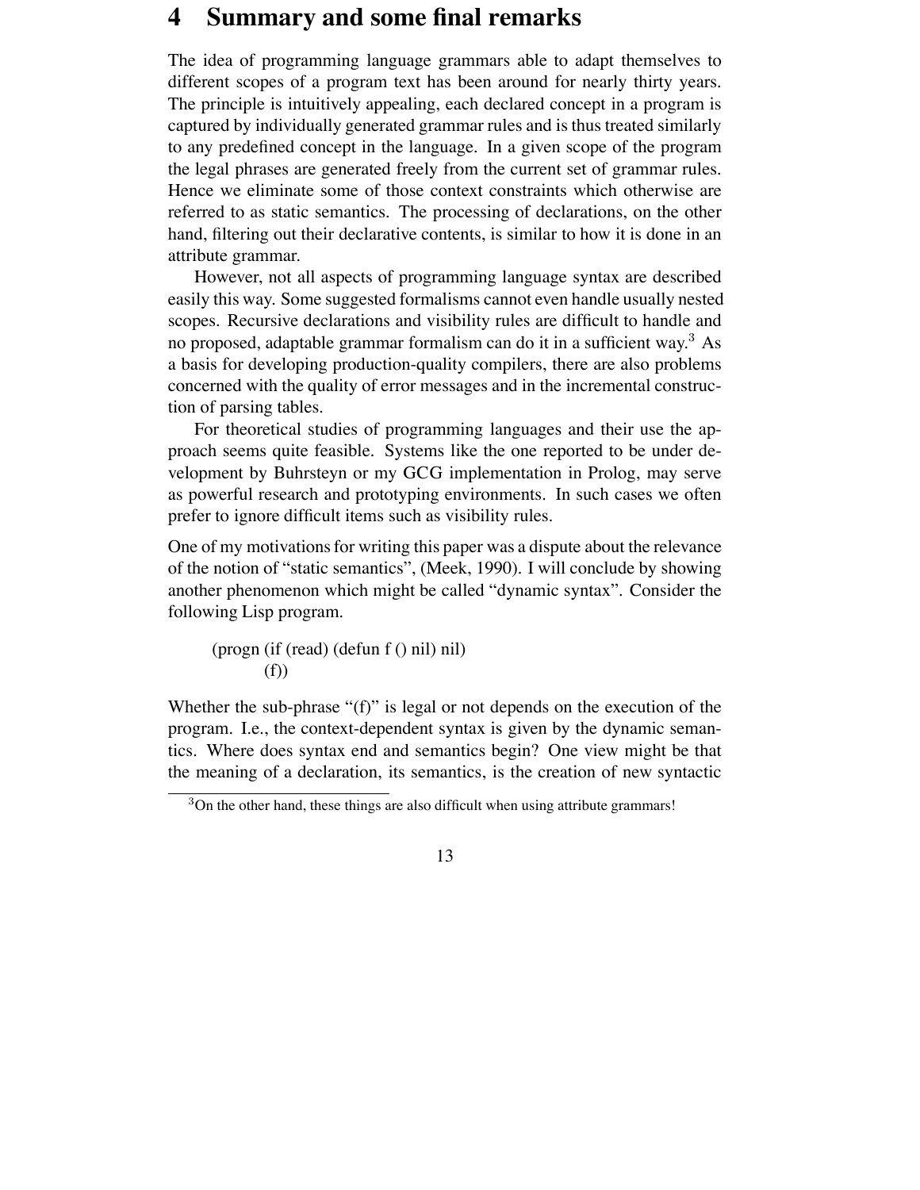# 4 Summary and some final remarks

The idea of programming language grammars able to adapt themselves to different scopes of a program text has been around for nearly thirty years. The principle is intuitively appealing, each declared concept in a program is captured by individually generated grammar rules and is thus treated similarly to any predefined concept in the language. In a given scope of the program the legal phrases are generated freely from the current set of grammar rules. Hence we eliminate some of those context constraints which otherwise are referred to as static semantics. The processing of declarations, on the other hand, filtering out their declarative contents, is similar to how it is done in an attribute grammar.

However, not all aspects of programming language syntax are described easily this way. Some suggested formalisms cannot even handle usually nested scopes. Recursive declarations and visibility rules are difficult to handle and no proposed, adaptable grammar formalism can do it in a sufficient way.[3] As a basis for developing production-quality compilers, there are also problems concerned with the quality of error messages and in the incremental construction of parsing tables.

For theoretical studies of programming languages and their use the approach seems quite feasible. Systems like the one reported to be under development by Buhrsteyn or my GCG implementation in Prolog, may serve as powerful research and prototyping environments. In such cases we often prefer to ignore difficult items such as visibility rules.

One of my motivations for writing this paper was a dispute about the relevance of the notion of "static semantics", (Meek, 1990). I will conclude by showing another phenomenon which might be called "dynamic syntax". Consider the following Lisp program.

```
(progn (if (read) (defun f () nil) nil)
       (f))
```

Whether the sub-phrase "(f)" is legal or not depends on the execution of the program. I.e., the context-dependent syntax is given by the dynamic semantics. Where does syntax end and semantics begin? One view might be that the meaning of a declaration, its semantics, is the creation of new syntactic

[3] On the other hand, these things are also difficult when using attribute grammars!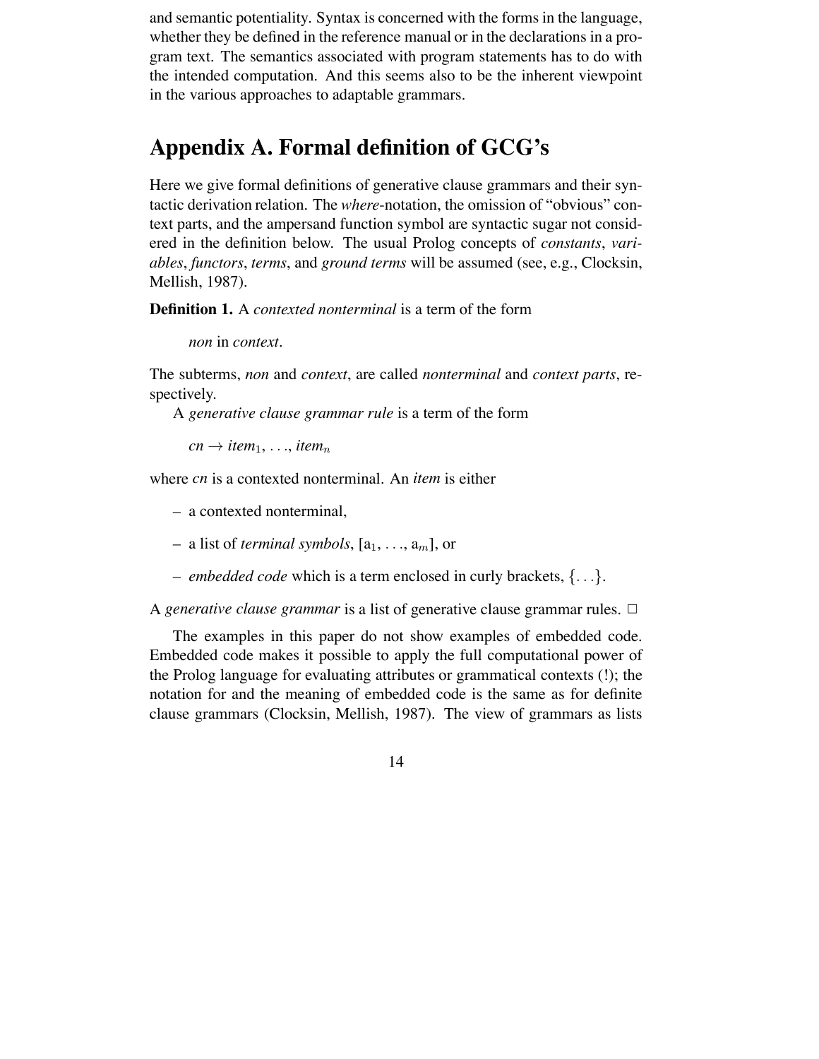and semantic potentiality. Syntax is concerned with the forms in the language, whether they be defined in the reference manual or in the declarations in a program text. The semantics associated with program statements has to do with the intended computation. And this seems also to be the inherent viewpoint in the various approaches to adaptable grammars.

## Appendix A. Formal definition of GCG's

Here we give formal definitions of generative clause grammars and their syntactic derivation relation. The *where*-notation, the omission of "obvious" context parts, and the ampersand function symbol are syntactic sugar not considered in the definition below. The usual Prolog concepts of *constants*, *variables*, *functors*, *terms*, and *ground terms* will be assumed (see, e.g., Clocksin, Mellish, 1987).

**Definition 1.** A *contexted nonterminal* is a term of the form

*non* in *context*.

The subterms, *non* and *context*, are called *nonterminal* and *context parts*, respectively.

A *generative clause grammar rule* is a term of the form

$cn \rightarrow item_1, \ldots, item_n$

where *cn* is a contexted nonterminal. An *item* is either

- a contexted nonterminal,
- a list of *terminal symbols*, $[\mathrm{a}_1, \ldots, \mathrm{a}_m]$, or
- *embedded code* which is a term enclosed in curly brackets, $\{\ldots\}$.

A *generative clause grammar* is a list of generative clause grammar rules. □

The examples in this paper do not show examples of embedded code. Embedded code makes it possible to apply the full computational power of the Prolog language for evaluating attributes or grammatical contexts (!); the notation for and the meaning of embedded code is the same as for definite clause grammars (Clocksin, Mellish, 1987). The view of grammars as lists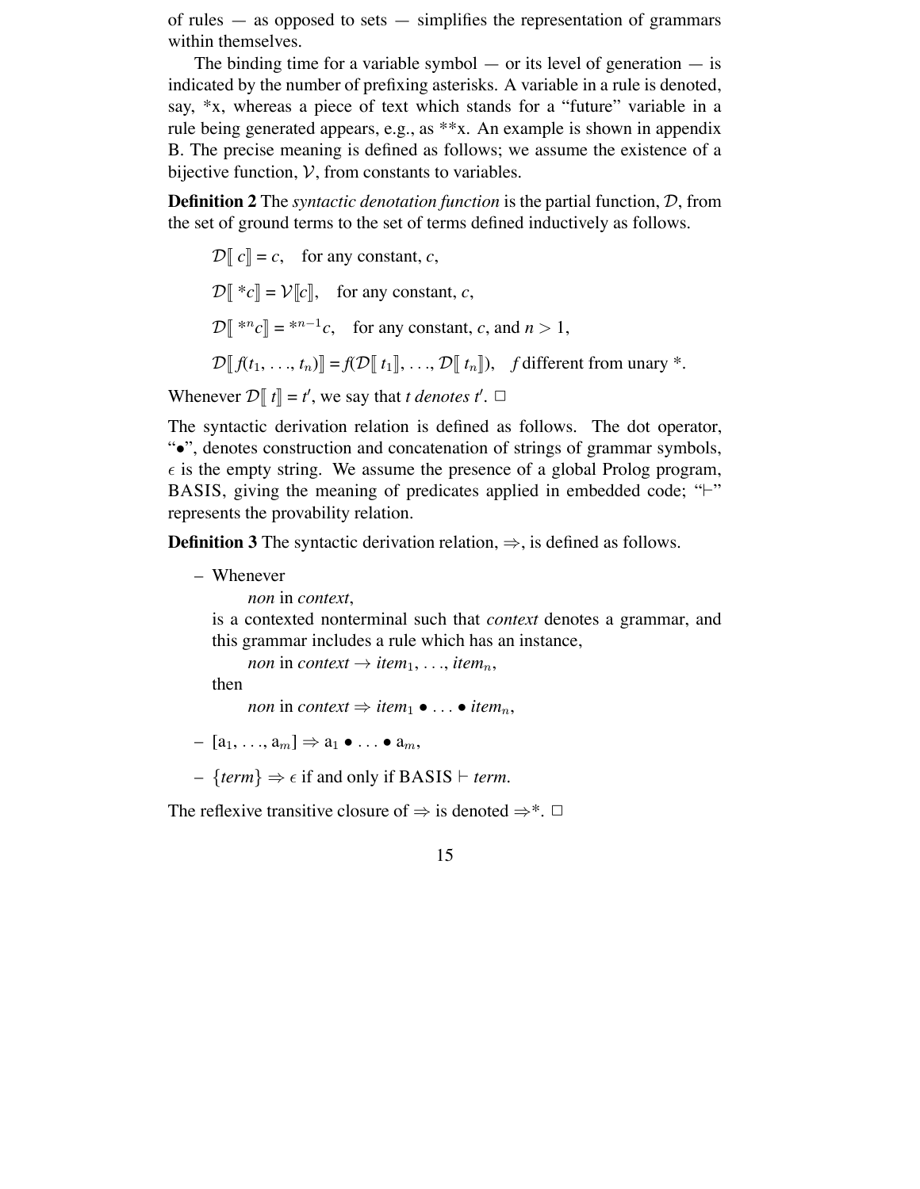of rules — as opposed to sets — simplifies the representation of grammars within themselves.

The binding time for a variable symbol — or its level of generation — is indicated by the number of prefixing asterisks. A variable in a rule is denoted, say, *x, whereas a piece of text which stands for a "future" variable in a rule being generated appears, e.g., as **x. An example is shown in appendix B. The precise meaning is defined as follows; we assume the existence of a bijective function, $\mathcal{V}$, from constants to variables.

**Definition 2** The *syntactic denotation function* is the partial function, $\mathcal{D}$, from the set of ground terms to the set of terms defined inductively as follows.

$\mathcal{D}[\![ c ]\!] = c$, for any constant, $c$,

$\mathcal{D}[\![ {*c} ]\!] = \mathcal{V}[\![c]\!]$, for any constant, $c$,

$\mathcal{D}[\![ {*^n c} ]\!] = {*^{n-1}c}$, for any constant, $c$, and $n > 1$,

$\mathcal{D}[\![ f(t_1, \ldots, t_n) ]\!] = f(\mathcal{D}[\![ t_1 ]\!], \ldots, \mathcal{D}[\![ t_n ]\!])$, $f$ different from unary *.

Whenever $\mathcal{D}[\![ t ]\!] = t'$, we say that *t denotes* $t'$. □

The syntactic derivation relation is defined as follows. The dot operator, "$\bullet$", denotes construction and concatenation of strings of grammar symbols, $\epsilon$ is the empty string. We assume the presence of a global Prolog program, BASIS, giving the meaning of predicates applied in embedded code; "$\vdash$" represents the provability relation.

**Definition 3** The syntactic derivation relation, $\Rightarrow$, is defined as follows.

- Whenever

  *non* in *context*,

  is a contexted nonterminal such that *context* denotes a grammar, and this grammar includes a rule which has an instance,

  *non* in *context* $\rightarrow$ $item_1, \ldots, item_n$,

  then

  *non* in *context* $\Rightarrow$ $item_1 \bullet \ldots \bullet item_n$,

- $[\mathrm{a}_1, \ldots, \mathrm{a}_m] \Rightarrow \mathrm{a}_1 \bullet \ldots \bullet \mathrm{a}_m$,

- $\{term\} \Rightarrow \epsilon$ if and only if BASIS $\vdash$ *term*.

The reflexive transitive closure of $\Rightarrow$ is denoted $\Rightarrow^*$. □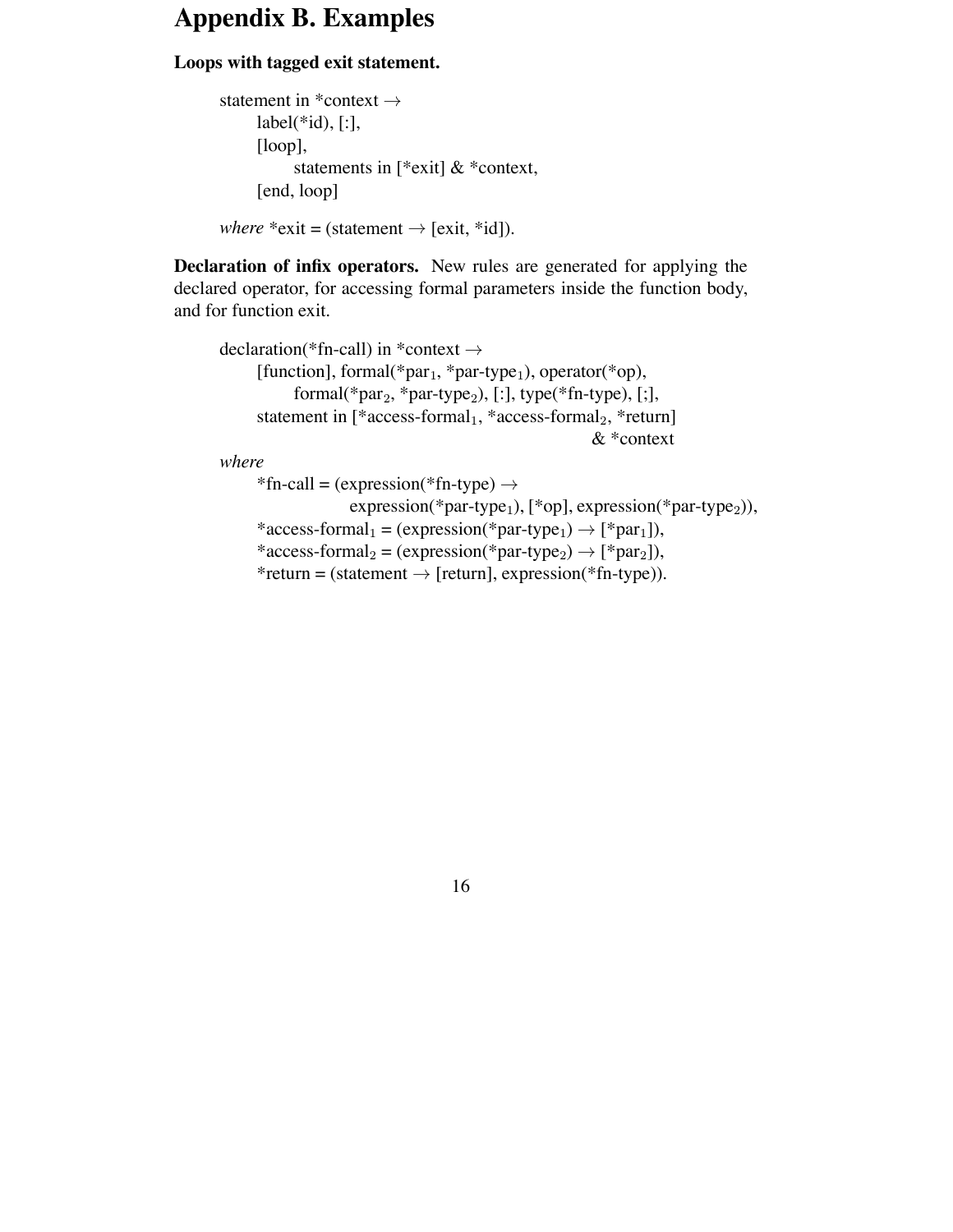# Appendix B. Examples

**Loops with tagged exit statement.**

```
statement in *context →
      label(*id), [:],
      [loop],
            statements in [*exit] & *context,
      [end, loop]

where *exit = (statement → [exit, *id]).
```

**Declaration of infix operators.** New rules are generated for applying the declared operator, for accessing formal parameters inside the function body, and for function exit.

```
declaration(*fn-call) in *context →
      [function], formal(*par₁, *par-type₁), operator(*op),
            formal(*par₂, *par-type₂), [:], type(*fn-type), [;],
      statement in [*access-formal₁, *access-formal₂, *return]
                                                      & *context
where
      *fn-call = (expression(*fn-type) →
                  expression(*par-type₁), [*op], expression(*par-type₂)),
      *access-formal₁ = (expression(*par-type₁) → [*par₁]),
      *access-formal₂ = (expression(*par-type₂) → [*par₂]),
      *return = (statement → [return], expression(*fn-type)).
```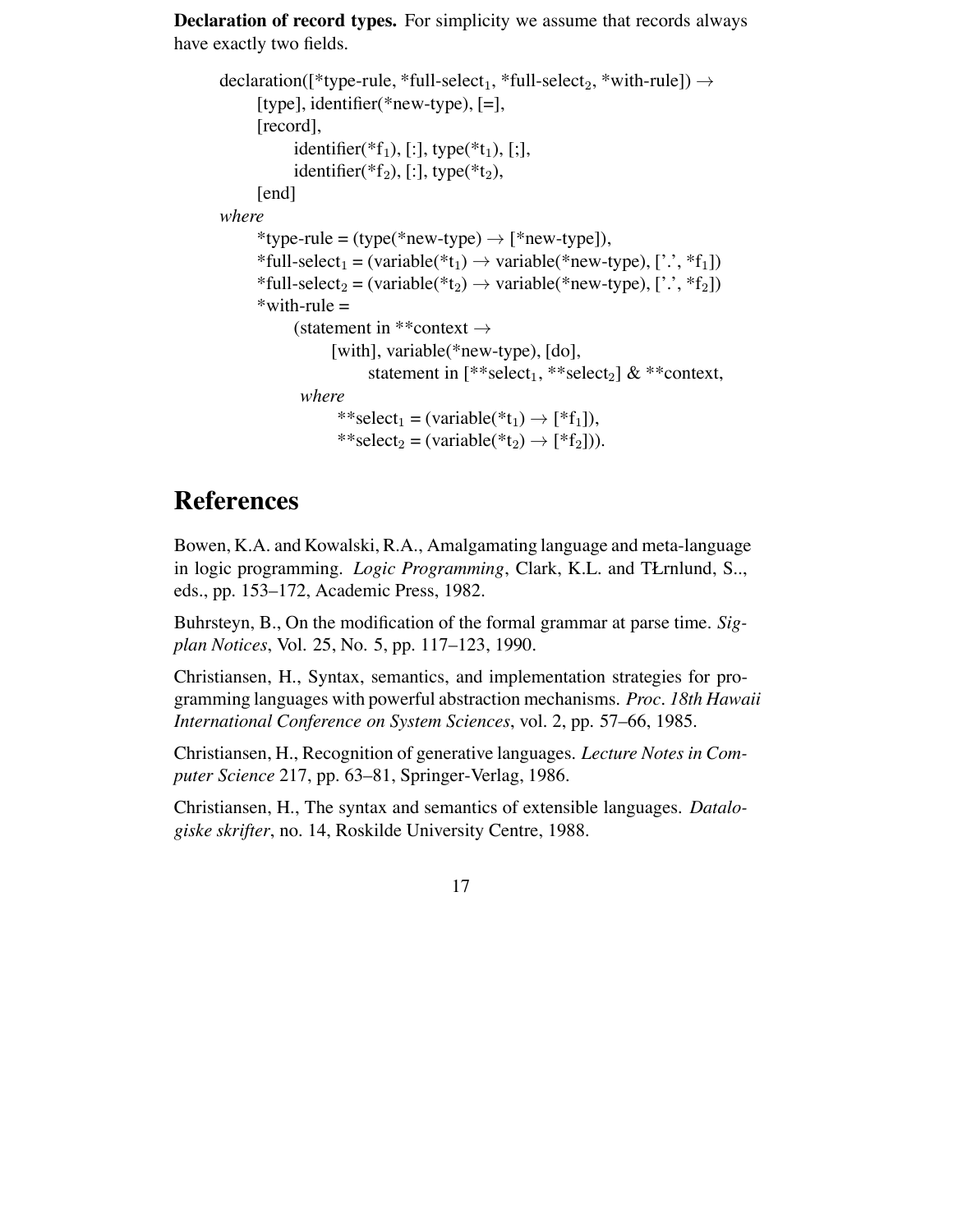**Declaration of record types.** For simplicity we assume that records always have exactly two fields.

```
declaration([*type-rule, *full-select₁, *full-select₂, *with-rule]) →
    [type], identifier(*new-type), [=],
    [record],
        identifier(*f₁), [:], type(*t₁), [;],
        identifier(*f₂), [:], type(*t₂),
    [end]
where
    *type-rule = (type(*new-type) → [*new-type]),
    *full-select₁ = (variable(*t₁) → variable(*new-type), ['.', *f₁])
    *full-select₂ = (variable(*t₂) → variable(*new-type), ['.', *f₂])
    *with-rule =
        (statement in **context →
            [with], variable(*new-type), [do],
                statement in [**select₁, **select₂] & **context,
         where
            **select₁ = (variable(*t₁) → [*f₁]),
            **select₂ = (variable(*t₂) → [*f₂])).
```

# References

Bowen, K.A. and Kowalski, R.A., Amalgamating language and meta-language in logic programming. *Logic Programming*, Clark, K.L. and TŁrnlund, S.., eds., pp. 153–172, Academic Press, 1982.

Buhrsteyn, B., On the modification of the formal grammar at parse time. *Sigplan Notices*, Vol. 25, No. 5, pp. 117–123, 1990.

Christiansen, H., Syntax, semantics, and implementation strategies for programming languages with powerful abstraction mechanisms. *Proc. 18th Hawaii International Conference on System Sciences*, vol. 2, pp. 57–66, 1985.

Christiansen, H., Recognition of generative languages. *Lecture Notes in Computer Science* 217, pp. 63–81, Springer-Verlag, 1986.

Christiansen, H., The syntax and semantics of extensible languages. *Datalogiske skrifter*, no. 14, Roskilde University Centre, 1988.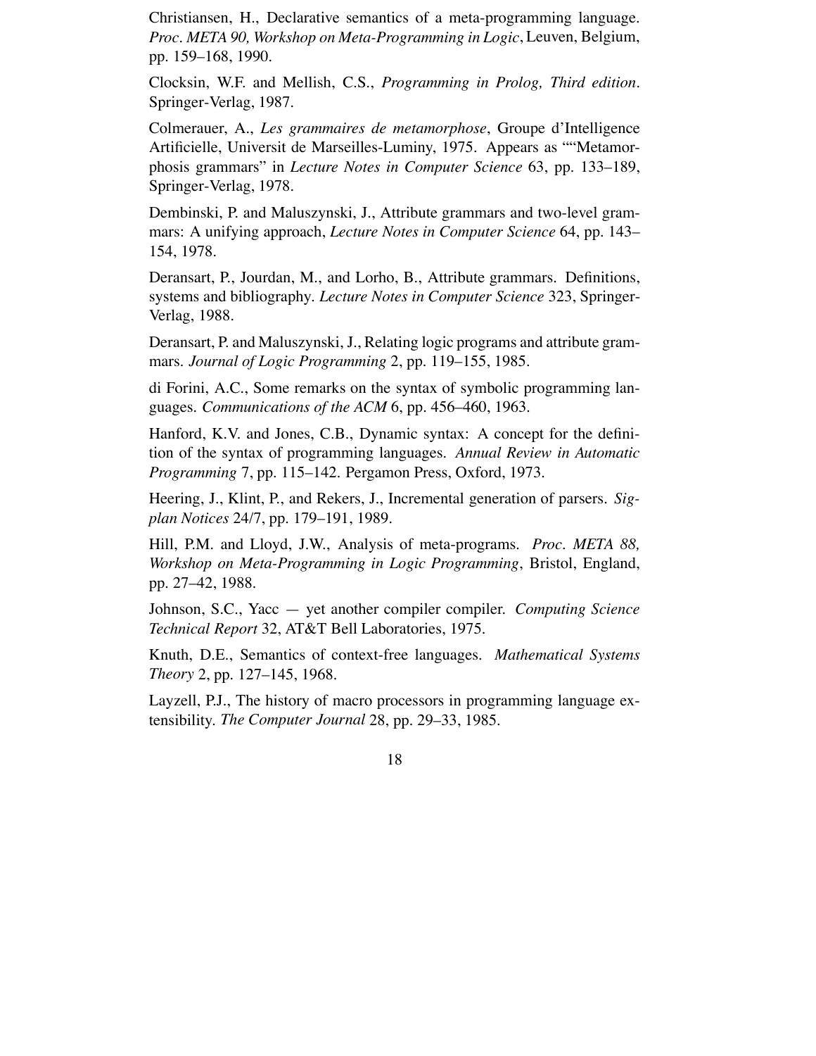Christiansen, H., Declarative semantics of a meta-programming language. *Proc. META 90, Workshop on Meta-Programming in Logic*, Leuven, Belgium, pp. 159–168, 1990.

Clocksin, W.F. and Mellish, C.S., *Programming in Prolog, Third edition*. Springer-Verlag, 1987.

Colmerauer, A., *Les grammaires de metamorphose*, Groupe d'Intelligence Artificielle, Universit de Marseilles-Luminy, 1975. Appears as ""Metamorphosis grammars" in *Lecture Notes in Computer Science* 63, pp. 133–189, Springer-Verlag, 1978.

Dembinski, P. and Maluszynski, J., Attribute grammars and two-level grammars: A unifying approach, *Lecture Notes in Computer Science* 64, pp. 143–154, 1978.

Deransart, P., Jourdan, M., and Lorho, B., Attribute grammars. Definitions, systems and bibliography. *Lecture Notes in Computer Science* 323, Springer-Verlag, 1988.

Deransart, P. and Maluszynski, J., Relating logic programs and attribute grammars. *Journal of Logic Programming* 2, pp. 119–155, 1985.

di Forini, A.C., Some remarks on the syntax of symbolic programming languages. *Communications of the ACM* 6, pp. 456–460, 1963.

Hanford, K.V. and Jones, C.B., Dynamic syntax: A concept for the definition of the syntax of programming languages. *Annual Review in Automatic Programming* 7, pp. 115–142. Pergamon Press, Oxford, 1973.

Heering, J., Klint, P., and Rekers, J., Incremental generation of parsers. *Sigplan Notices* 24/7, pp. 179–191, 1989.

Hill, P.M. and Lloyd, J.W., Analysis of meta-programs. *Proc. META 88, Workshop on Meta-Programming in Logic Programming*, Bristol, England, pp. 27–42, 1988.

Johnson, S.C., Yacc — yet another compiler compiler. *Computing Science Technical Report* 32, AT&T Bell Laboratories, 1975.

Knuth, D.E., Semantics of context-free languages. *Mathematical Systems Theory* 2, pp. 127–145, 1968.

Layzell, P.J., The history of macro processors in programming language extensibility. *The Computer Journal* 28, pp. 29–33, 1985.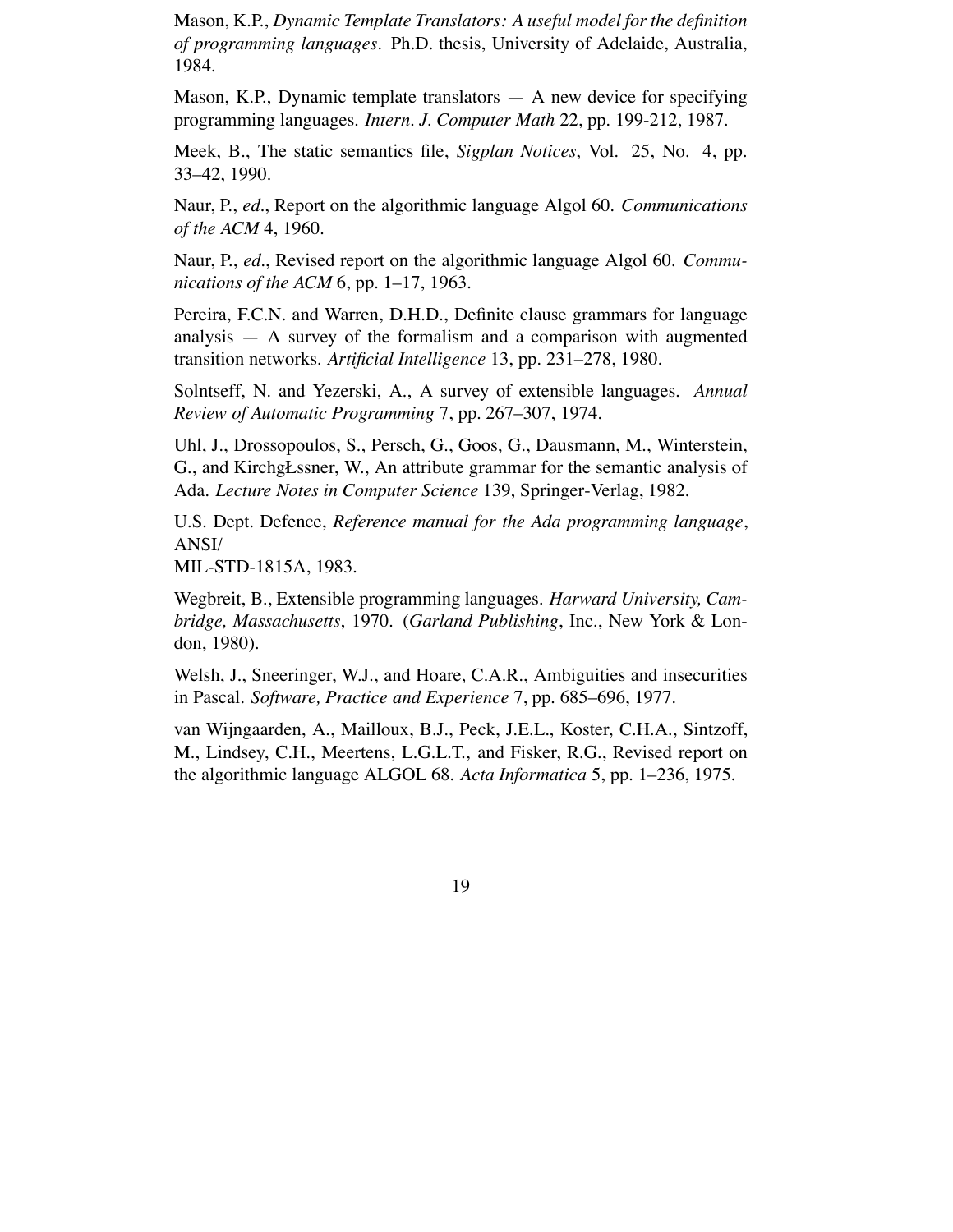Mason, K.P., *Dynamic Template Translators: A useful model for the definition of programming languages*. Ph.D. thesis, University of Adelaide, Australia, 1984.

Mason, K.P., Dynamic template translators — A new device for specifying programming languages. *Intern. J. Computer Math* 22, pp. 199-212, 1987.

Meek, B., The static semantics file, *Sigplan Notices*, Vol. 25, No. 4, pp. 33–42, 1990.

Naur, P., *ed*., Report on the algorithmic language Algol 60. *Communications of the ACM* 4, 1960.

Naur, P., *ed*., Revised report on the algorithmic language Algol 60. *Communications of the ACM* 6, pp. 1–17, 1963.

Pereira, F.C.N. and Warren, D.H.D., Definite clause grammars for language analysis — A survey of the formalism and a comparison with augmented transition networks. *Artificial Intelligence* 13, pp. 231–278, 1980.

Solntseff, N. and Yezerski, A., A survey of extensible languages. *Annual Review of Automatic Programming* 7, pp. 267–307, 1974.

Uhl, J., Drossopoulos, S., Persch, G., Goos, G., Dausmann, M., Winterstein, G., and KirchgŁssner, W., An attribute grammar for the semantic analysis of Ada. *Lecture Notes in Computer Science* 139, Springer-Verlag, 1982.

U.S. Dept. Defence, *Reference manual for the Ada programming language*, ANSI/
MIL-STD-1815A, 1983.

Wegbreit, B., Extensible programming languages. *Harward University, Cambridge, Massachusetts*, 1970. (*Garland Publishing*, Inc., New York & London, 1980).

Welsh, J., Sneeringer, W.J., and Hoare, C.A.R., Ambiguities and insecurities in Pascal. *Software, Practice and Experience* 7, pp. 685–696, 1977.

van Wijngaarden, A., Mailloux, B.J., Peck, J.E.L., Koster, C.H.A., Sintzoff, M., Lindsey, C.H., Meertens, L.G.L.T., and Fisker, R.G., Revised report on the algorithmic language ALGOL 68. *Acta Informatica* 5, pp. 1–236, 1975.